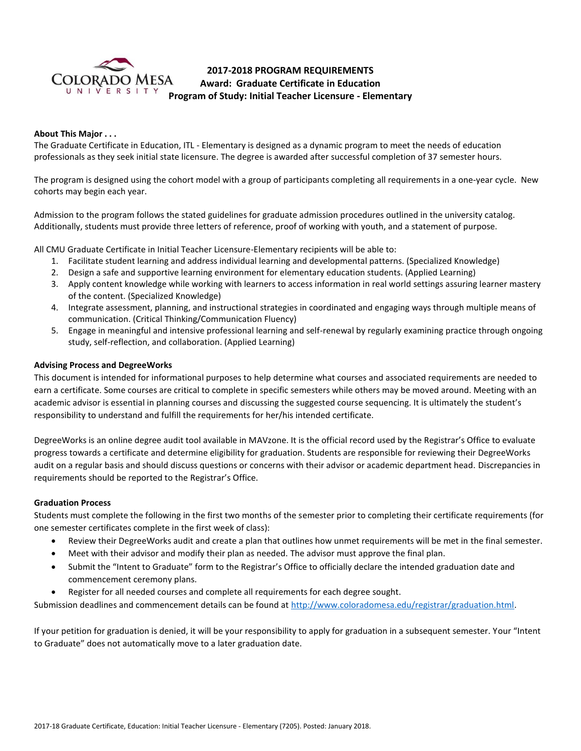# 2017-2018 PROGRAM REQUIREMENTS
## Award: Graduate Certificate in Education
## Program of Study: Initial Teacher Licensure - Elementary

**About This Major . . .**

The Graduate Certificate in Education, ITL - Elementary is designed as a dynamic program to meet the needs of education professionals as they seek initial state licensure. The degree is awarded after successful completion of 37 semester hours.

The program is designed using the cohort model with a group of participants completing all requirements in a one-year cycle. New cohorts may begin each year.

Admission to the program follows the stated guidelines for graduate admission procedures outlined in the university catalog. Additionally, students must provide three letters of reference, proof of working with youth, and a statement of purpose.

All CMU Graduate Certificate in Initial Teacher Licensure-Elementary recipients will be able to:

1. Facilitate student learning and address individual learning and developmental patterns. (Specialized Knowledge)
2. Design a safe and supportive learning environment for elementary education students. (Applied Learning)
3. Apply content knowledge while working with learners to access information in real world settings assuring learner mastery of the content. (Specialized Knowledge)
4. Integrate assessment, planning, and instructional strategies in coordinated and engaging ways through multiple means of communication. (Critical Thinking/Communication Fluency)
5. Engage in meaningful and intensive professional learning and self-renewal by regularly examining practice through ongoing study, self-reflection, and collaboration. (Applied Learning)

**Advising Process and DegreeWorks**

This document is intended for informational purposes to help determine what courses and associated requirements are needed to earn a certificate. Some courses are critical to complete in specific semesters while others may be moved around. Meeting with an academic advisor is essential in planning courses and discussing the suggested course sequencing. It is ultimately the student's responsibility to understand and fulfill the requirements for her/his intended certificate.

DegreeWorks is an online degree audit tool available in MAVzone. It is the official record used by the Registrar's Office to evaluate progress towards a certificate and determine eligibility for graduation. Students are responsible for reviewing their DegreeWorks audit on a regular basis and should discuss questions or concerns with their advisor or academic department head. Discrepancies in requirements should be reported to the Registrar's Office.

**Graduation Process**

Students must complete the following in the first two months of the semester prior to completing their certificate requirements (for one semester certificates complete in the first week of class):

- Review their DegreeWorks audit and create a plan that outlines how unmet requirements will be met in the final semester.
- Meet with their advisor and modify their plan as needed. The advisor must approve the final plan.
- Submit the "Intent to Graduate" form to the Registrar's Office to officially declare the intended graduation date and commencement ceremony plans.
- Register for all needed courses and complete all requirements for each degree sought.

Submission deadlines and commencement details can be found at [http://www.coloradomesa.edu/registrar/graduation.html](http://www.coloradomesa.edu/registrar/graduation.html).

If your petition for graduation is denied, it will be your responsibility to apply for graduation in a subsequent semester. Your "Intent to Graduate" does not automatically move to a later graduation date.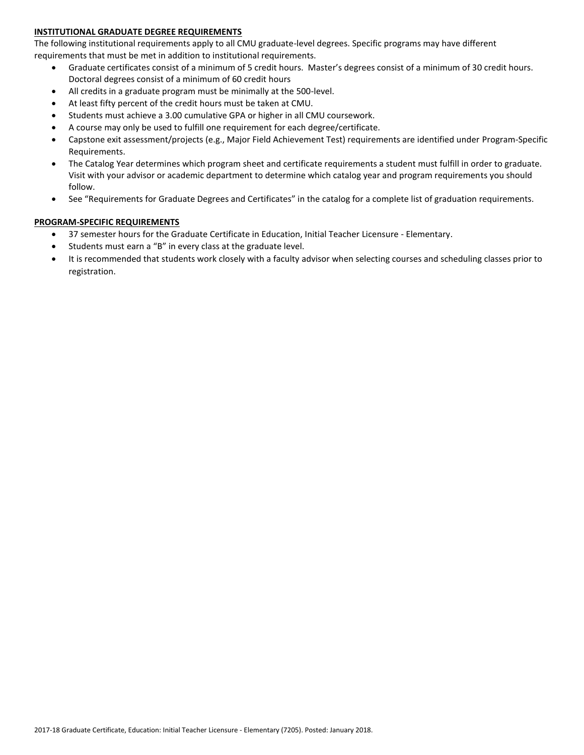## INSTITUTIONAL GRADUATE DEGREE REQUIREMENTS

The following institutional requirements apply to all CMU graduate-level degrees. Specific programs may have different requirements that must be met in addition to institutional requirements.

- Graduate certificates consist of a minimum of 5 credit hours. Master's degrees consist of a minimum of 30 credit hours. Doctoral degrees consist of a minimum of 60 credit hours
- All credits in a graduate program must be minimally at the 500-level.
- At least fifty percent of the credit hours must be taken at CMU.
- Students must achieve a 3.00 cumulative GPA or higher in all CMU coursework.
- A course may only be used to fulfill one requirement for each degree/certificate.
- Capstone exit assessment/projects (e.g., Major Field Achievement Test) requirements are identified under Program-Specific Requirements.
- The Catalog Year determines which program sheet and certificate requirements a student must fulfill in order to graduate. Visit with your advisor or academic department to determine which catalog year and program requirements you should follow.
- See "Requirements for Graduate Degrees and Certificates" in the catalog for a complete list of graduation requirements.

## PROGRAM-SPECIFIC REQUIREMENTS

- 37 semester hours for the Graduate Certificate in Education, Initial Teacher Licensure - Elementary.
- Students must earn a "B" in every class at the graduate level.
- It is recommended that students work closely with a faculty advisor when selecting courses and scheduling classes prior to registration.

2017-18 Graduate Certificate, Education: Initial Teacher Licensure - Elementary (7205). Posted: January 2018.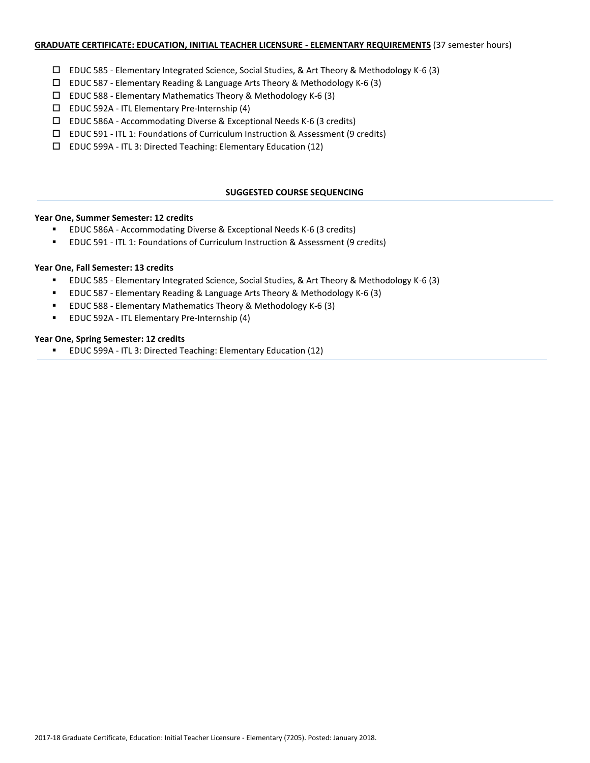**GRADUATE CERTIFICATE: EDUCATION, INITIAL TEACHER LICENSURE - ELEMENTARY REQUIREMENTS** (37 semester hours)

- ☐ EDUC 585 - Elementary Integrated Science, Social Studies, & Art Theory & Methodology K-6 (3)
- ☐ EDUC 587 - Elementary Reading & Language Arts Theory & Methodology K-6 (3)
- ☐ EDUC 588 - Elementary Mathematics Theory & Methodology K-6 (3)
- ☐ EDUC 592A - ITL Elementary Pre-Internship (4)
- ☐ EDUC 586A - Accommodating Diverse & Exceptional Needs K-6 (3 credits)
- ☐ EDUC 591 - ITL 1: Foundations of Curriculum Instruction & Assessment (9 credits)
- ☐ EDUC 599A - ITL 3: Directed Teaching: Elementary Education (12)

## SUGGESTED COURSE SEQUENCING

**Year One, Summer Semester: 12 credits**

- EDUC 586A - Accommodating Diverse & Exceptional Needs K-6 (3 credits)
- EDUC 591 - ITL 1: Foundations of Curriculum Instruction & Assessment (9 credits)

**Year One, Fall Semester: 13 credits**

- EDUC 585 - Elementary Integrated Science, Social Studies, & Art Theory & Methodology K-6 (3)
- EDUC 587 - Elementary Reading & Language Arts Theory & Methodology K-6 (3)
- EDUC 588 - Elementary Mathematics Theory & Methodology K-6 (3)
- EDUC 592A - ITL Elementary Pre-Internship (4)

**Year One, Spring Semester: 12 credits**

- EDUC 599A - ITL 3: Directed Teaching: Elementary Education (12)